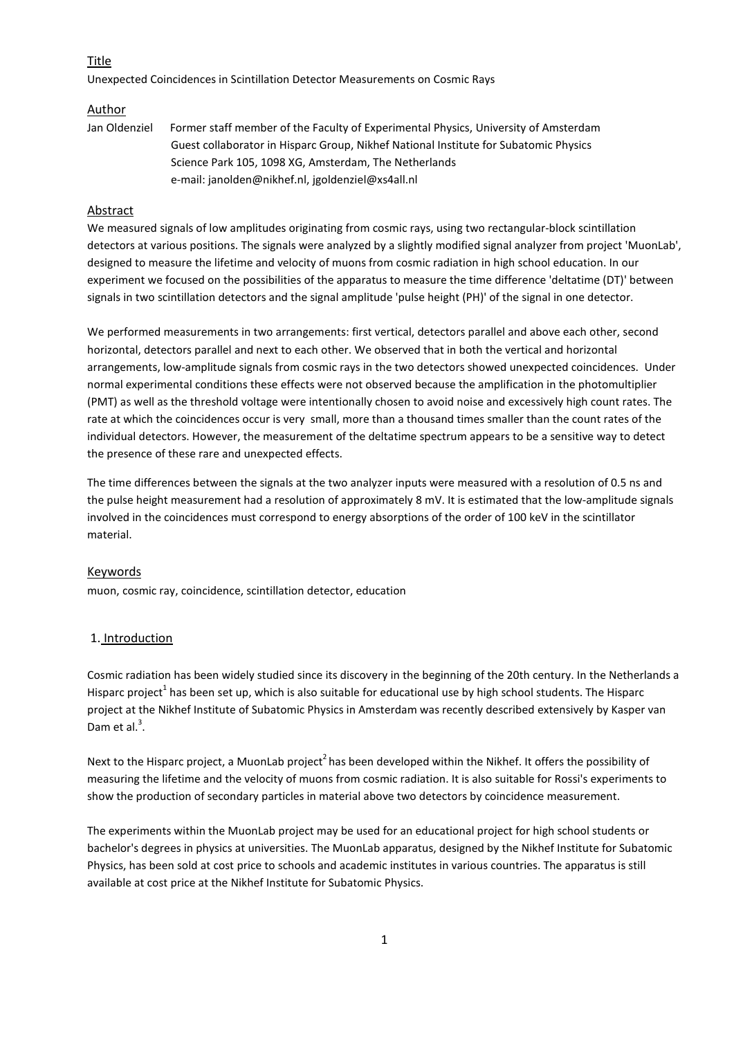## Title

Unexpected Coincidences in Scintillation Detector Measurements on Cosmic Rays

## Author

Jan Oldenziel Former staff member of the Faculty of Experimental Physics, University of Amsterdam
Guest collaborator in Hisparc Group, Nikhef National Institute for Subatomic Physics
Science Park 105, 1098 XG, Amsterdam, The Netherlands
e-mail: janolden@nikhef.nl, jgoldenziel@xs4all.nl

## Abstract

We measured signals of low amplitudes originating from cosmic rays, using two rectangular-block scintillation detectors at various positions. The signals were analyzed by a slightly modified signal analyzer from project 'MuonLab', designed to measure the lifetime and velocity of muons from cosmic radiation in high school education. In our experiment we focused on the possibilities of the apparatus to measure the time difference 'deltatime (DT)' between signals in two scintillation detectors and the signal amplitude 'pulse height (PH)' of the signal in one detector.

We performed measurements in two arrangements: first vertical, detectors parallel and above each other, second horizontal, detectors parallel and next to each other. We observed that in both the vertical and horizontal arrangements, low-amplitude signals from cosmic rays in the two detectors showed unexpected coincidences. Under normal experimental conditions these effects were not observed because the amplification in the photomultiplier (PMT) as well as the threshold voltage were intentionally chosen to avoid noise and excessively high count rates. The rate at which the coincidences occur is very small, more than a thousand times smaller than the count rates of the individual detectors. However, the measurement of the deltatime spectrum appears to be a sensitive way to detect the presence of these rare and unexpected effects.

The time differences between the signals at the two analyzer inputs were measured with a resolution of 0.5 ns and the pulse height measurement had a resolution of approximately 8 mV. It is estimated that the low-amplitude signals involved in the coincidences must correspond to energy absorptions of the order of 100 keV in the scintillator material.

## Keywords

muon, cosmic ray, coincidence, scintillation detector, education

## 1. Introduction

Cosmic radiation has been widely studied since its discovery in the beginning of the 20th century. In the Netherlands a Hisparc project[1] has been set up, which is also suitable for educational use by high school students. The Hisparc project at the Nikhef Institute of Subatomic Physics in Amsterdam was recently described extensively by Kasper van Dam et al.[3].

Next to the Hisparc project, a MuonLab project[2] has been developed within the Nikhef. It offers the possibility of measuring the lifetime and the velocity of muons from cosmic radiation. It is also suitable for Rossi's experiments to show the production of secondary particles in material above two detectors by coincidence measurement.

The experiments within the MuonLab project may be used for an educational project for high school students or bachelor's degrees in physics at universities. The MuonLab apparatus, designed by the Nikhef Institute for Subatomic Physics, has been sold at cost price to schools and academic institutes in various countries. The apparatus is still available at cost price at the Nikhef Institute for Subatomic Physics.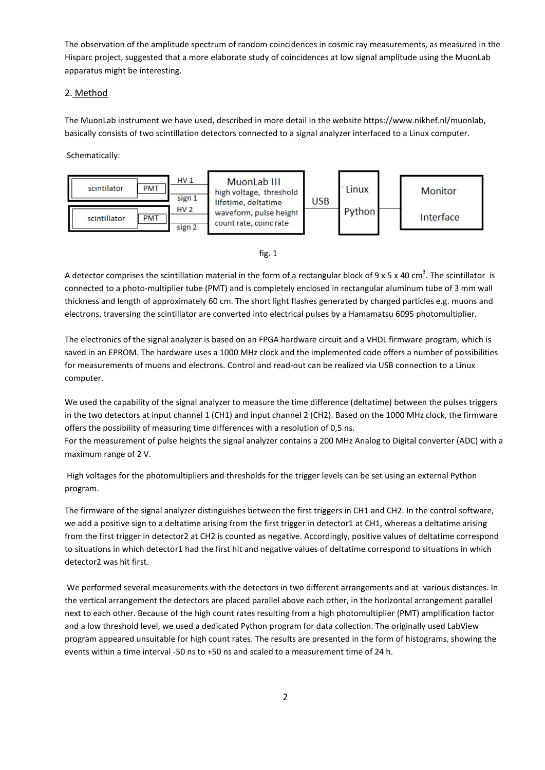The observation of the amplitude spectrum of random coincidences in cosmic ray measurements, as measured in the Hisparc project, suggested that a more elaborate study of coincidences at low signal amplitude using the MuonLab apparatus might be interesting.

## 2. Method

The MuonLab instrument we have used, described in more detail in the website https://www.nikhef.nl/muonlab, basically consists of two scintillation detectors connected to a signal analyzer interfaced to a Linux computer.

Schematically:

fig. 1

A detector comprises the scintillation material in the form of a rectangular block of 9 x 5 x 40 $cm^3$. The scintillator is connected to a photo-multiplier tube (PMT) and is completely enclosed in rectangular aluminum tube of 3 mm wall thickness and length of approximately 60 cm. The short light flashes generated by charged particles e.g. muons and electrons, traversing the scintillator are converted into electrical pulses by a Hamamatsu 6095 photomultiplier.

The electronics of the signal analyzer is based on an FPGA hardware circuit and a VHDL firmware program, which is saved in an EPROM. The hardware uses a 1000 MHz clock and the implemented code offers a number of possibilities for measurements of muons and electrons. Control and read-out can be realized via USB connection to a Linux computer.

We used the capability of the signal analyzer to measure the time difference (deltatime) between the pulses triggers in the two detectors at input channel 1 (CH1) and input channel 2 (CH2). Based on the 1000 MHz clock, the firmware offers the possibility of measuring time differences with a resolution of 0,5 ns.
For the measurement of pulse heights the signal analyzer contains a 200 MHz Analog to Digital converter (ADC) with a maximum range of 2 V.

High voltages for the photomultipliers and thresholds for the trigger levels can be set using an external Python program.

The firmware of the signal analyzer distinguishes between the first triggers in CH1 and CH2. In the control software, we add a positive sign to a deltatime arising from the first trigger in detector1 at CH1, whereas a deltatime arising from the first trigger in detector2 at CH2 is counted as negative. Accordingly, positive values of deltatime correspond to situations in which detector1 had the first hit and negative values of deltatime correspond to situations in which detector2 was hit first.

We performed several measurements with the detectors in two different arrangements and at various distances. In the vertical arrangement the detectors are placed parallel above each other, in the horizontal arrangement parallel next to each other. Because of the high count rates resulting from a high photomultiplier (PMT) amplification factor and a low threshold level, we used a dedicated Python program for data collection. The originally used LabView program appeared unsuitable for high count rates. The results are presented in the form of histograms, showing the events within a time interval -50 ns to +50 ns and scaled to a measurement time of 24 h.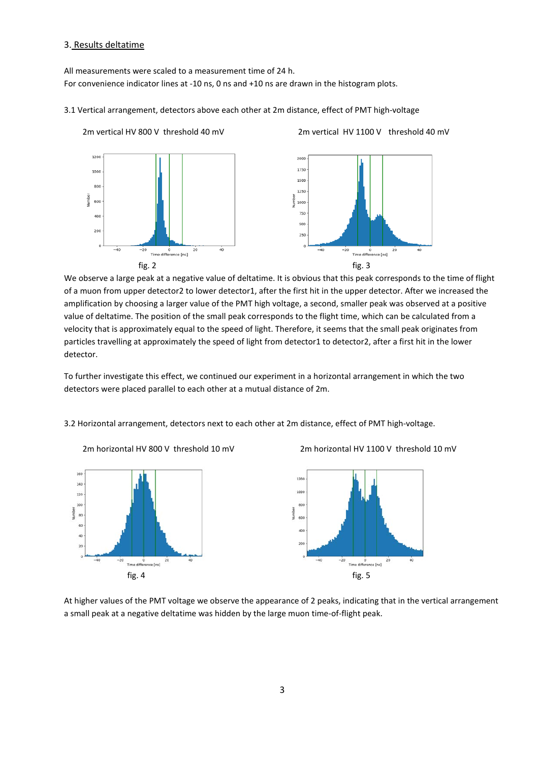## 3. Results deltatime

All measurements were scaled to a measurement time of 24 h.
For convenience indicator lines at -10 ns, 0 ns and +10 ns are drawn in the histogram plots.

3.1 Vertical arrangement, detectors above each other at 2m distance, effect of PMT high-voltage

2m vertical HV 800 V threshold 40 mV

fig. 2

2m vertical HV 1100 V threshold 40 mV

fig. 3

We observe a large peak at a negative value of deltatime. It is obvious that this peak corresponds to the time of flight of a muon from upper detector2 to lower detector1, after the first hit in the upper detector. After we increased the amplification by choosing a larger value of the PMT high voltage, a second, smaller peak was observed at a positive value of deltatime. The position of the small peak corresponds to the flight time, which can be calculated from a velocity that is approximately equal to the speed of light. Therefore, it seems that the small peak originates from particles travelling at approximately the speed of light from detector1 to detector2, after a first hit in the lower detector.

To further investigate this effect, we continued our experiment in a horizontal arrangement in which the two detectors were placed parallel to each other at a mutual distance of 2m.

3.2 Horizontal arrangement, detectors next to each other at 2m distance, effect of PMT high-voltage.

2m horizontal HV 800 V threshold 10 mV

fig. 4

2m horizontal HV 1100 V threshold 10 mV

fig. 5

At higher values of the PMT voltage we observe the appearance of 2 peaks, indicating that in the vertical arrangement a small peak at a negative deltatime was hidden by the large muon time-of-flight peak.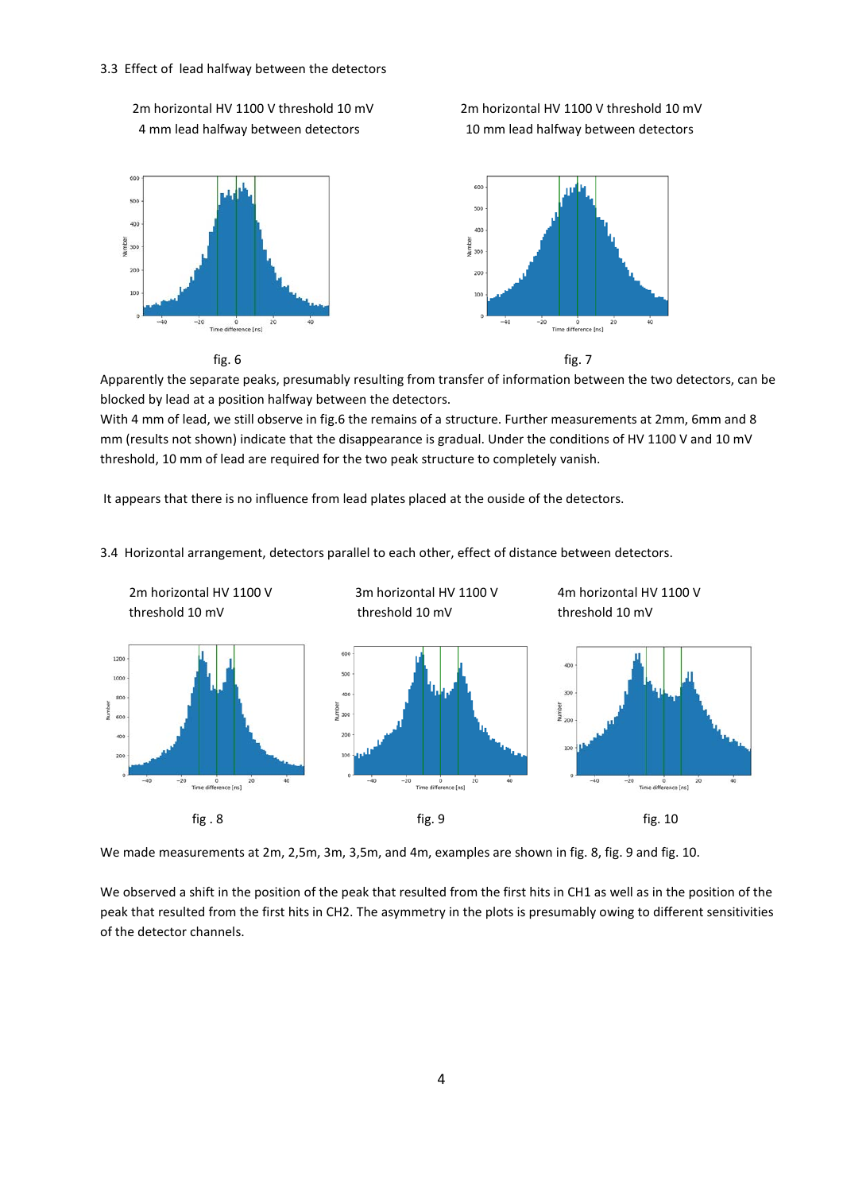### 3.3 Effect of lead halfway between the detectors

2m horizontal HV 1100 V threshold 10 mV
4 mm lead halfway between detectors

2m horizontal HV 1100 V threshold 10 mV
10 mm lead halfway between detectors

fig. 6

fig. 7

Apparently the separate peaks, presumably resulting from transfer of information between the two detectors, can be blocked by lead at a position halfway between the detectors.
With 4 mm of lead, we still observe in fig.6 the remains of a structure. Further measurements at 2mm, 6mm and 8 mm (results not shown) indicate that the disappearance is gradual. Under the conditions of HV 1100 V and 10 mV threshold, 10 mm of lead are required for the two peak structure to completely vanish.

It appears that there is no influence from lead plates placed at the ouside of the detectors.

### 3.4 Horizontal arrangement, detectors parallel to each other, effect of distance between detectors.

2m horizontal HV 1100 V
threshold 10 mV

3m horizontal HV 1100 V
threshold 10 mV

4m horizontal HV 1100 V
threshold 10 mV

fig . 8

fig. 9

fig. 10

We made measurements at 2m, 2,5m, 3m, 3,5m, and 4m, examples are shown in fig. 8, fig. 9 and fig. 10.

We observed a shift in the position of the peak that resulted from the first hits in CH1 as well as in the position of the peak that resulted from the first hits in CH2. The asymmetry in the plots is presumably owing to different sensitivities of the detector channels.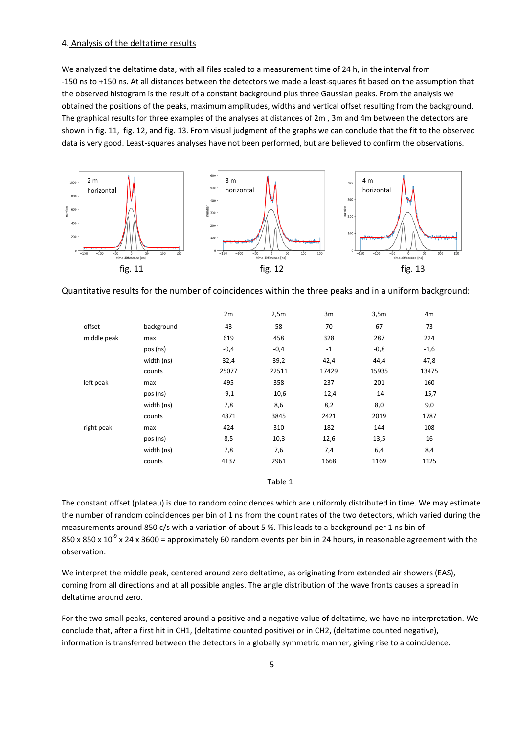## 4. Analysis of the deltatime results

We analyzed the deltatime data, with all files scaled to a measurement time of 24 h, in the interval from -150 ns to +150 ns. At all distances between the detectors we made a least-squares fit based on the assumption that the observed histogram is the result of a constant background plus three Gaussian peaks. From the analysis we obtained the positions of the peaks, maximum amplitudes, widths and vertical offset resulting from the background. The graphical results for three examples of the analyses at distances of 2m , 3m and 4m between the detectors are shown in fig. 11, fig. 12, and fig. 13. From visual judgment of the graphs we can conclude that the fit to the observed data is very good. Least-squares analyses have not been performed, but are believed to confirm the observations.

fig. 11

fig. 12

fig. 13

Quantitative results for the number of coincidences within the three peaks and in a uniform background:

| | | 2m | 2,5m | 3m | 3,5m | 4m |
|---|---|---|---|---|---|---|
| offset | background | 43 | 58 | 70 | 67 | 73 |
| middle peak | max | 619 | 458 | 328 | 287 | 224 |
| | pos (ns) | -0,4 | -0,4 | -1 | -0,8 | -1,6 |
| | width (ns) | 32,4 | 39,2 | 42,4 | 44,4 | 47,8 |
| | counts | 25077 | 22511 | 17429 | 15935 | 13475 |
| left peak | max | 495 | 358 | 237 | 201 | 160 |
| | pos (ns) | -9,1 | -10,6 | -12,4 | -14 | -15,7 |
| | width (ns) | 7,8 | 8,6 | 8,2 | 8,0 | 9,0 |
| | counts | 4871 | 3845 | 2421 | 2019 | 1787 |
| right peak | max | 424 | 310 | 182 | 144 | 108 |
| | pos (ns) | 8,5 | 10,3 | 12,6 | 13,5 | 16 |
| | width (ns) | 7,8 | 7,6 | 7,4 | 6,4 | 8,4 |
| | counts | 4137 | 2961 | 1668 | 1169 | 1125 |

Table 1

The constant offset (plateau) is due to random coincidences which are uniformly distributed in time. We may estimate the number of random coincidences per bin of 1 ns from the count rates of the two detectors, which varied during the measurements around 850 c/s with a variation of about 5 %. This leads to a background per 1 ns bin of $850 \times 850 \times 10^{-9} \times 24 \times 3600$ = approximately 60 random events per bin in 24 hours, in reasonable agreement with the observation.

We interpret the middle peak, centered around zero deltatime, as originating from extended air showers (EAS), coming from all directions and at all possible angles. The angle distribution of the wave fronts causes a spread in deltatime around zero.

For the two small peaks, centered around a positive and a negative value of deltatime, we have no interpretation. We conclude that, after a first hit in CH1, (deltatime counted positive) or in CH2, (deltatime counted negative), information is transferred between the detectors in a globally symmetric manner, giving rise to a coincidence.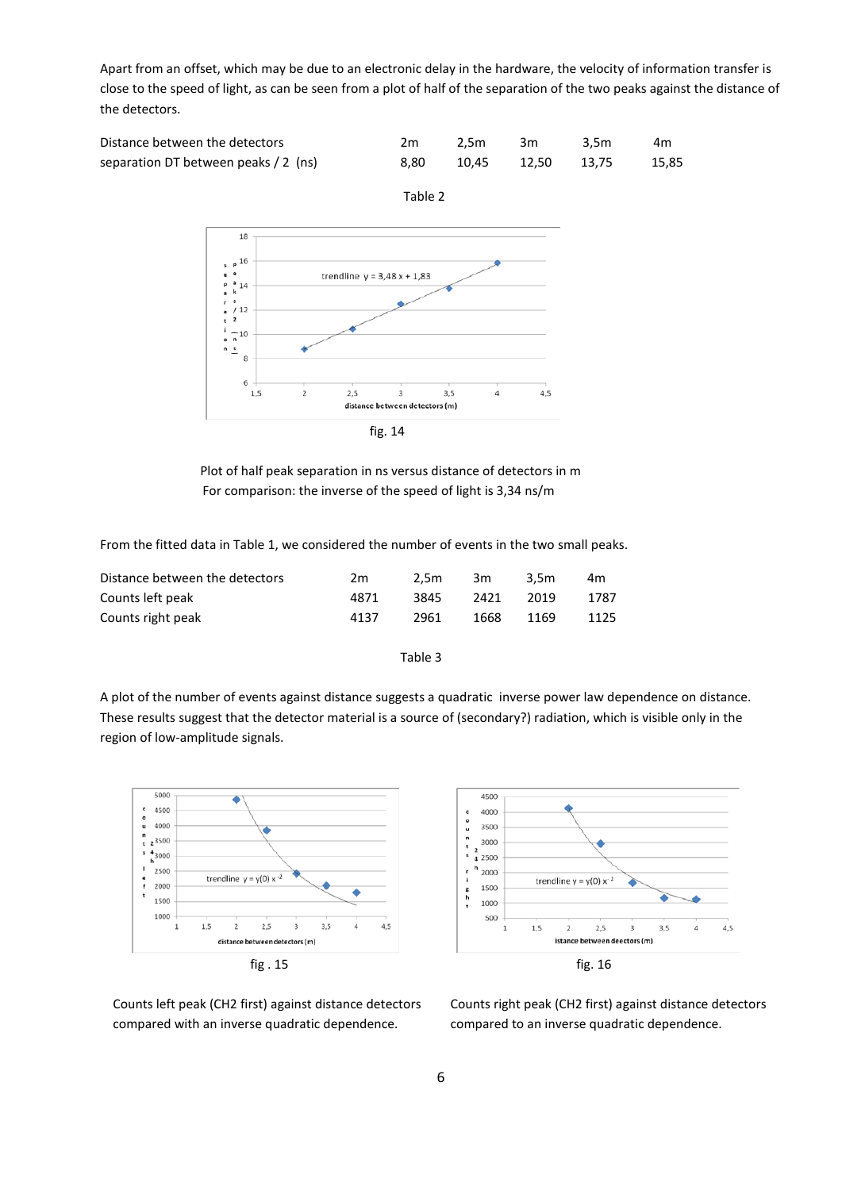Apart from an offset, which may be due to an electronic delay in the hardware, the velocity of information transfer is close to the speed of light, as can be seen from a plot of half of the separation of the two peaks against the distance of the detectors.

| Distance between the detectors | 2m | 2,5m | 3m | 3,5m | 4m |
|---|---|---|---|---|---|
| separation DT between peaks / 2 (ns) | 8,80 | 10,45 | 12,50 | 13,75 | 15,85 |

Table 2

fig. 14

Plot of half peak separation in ns versus distance of detectors in m
For comparison: the inverse of the speed of light is 3,34 ns/m

From the fitted data in Table 1, we considered the number of events in the two small peaks.

| Distance between the detectors | 2m | 2,5m | 3m | 3,5m | 4m |
|---|---|---|---|---|---|
| Counts left peak | 4871 | 3845 | 2421 | 2019 | 1787 |
| Counts right peak | 4137 | 2961 | 1668 | 1169 | 1125 |

Table 3

A plot of the number of events against distance suggests a quadratic inverse power law dependence on distance. These results suggest that the detector material is a source of (secondary?) radiation, which is visible only in the region of low-amplitude signals.

fig . 15

Counts left peak (CH2 first) against distance detectors compared with an inverse quadratic dependence.

fig. 16

Counts right peak (CH2 first) against distance detectors compared to an inverse quadratic dependence.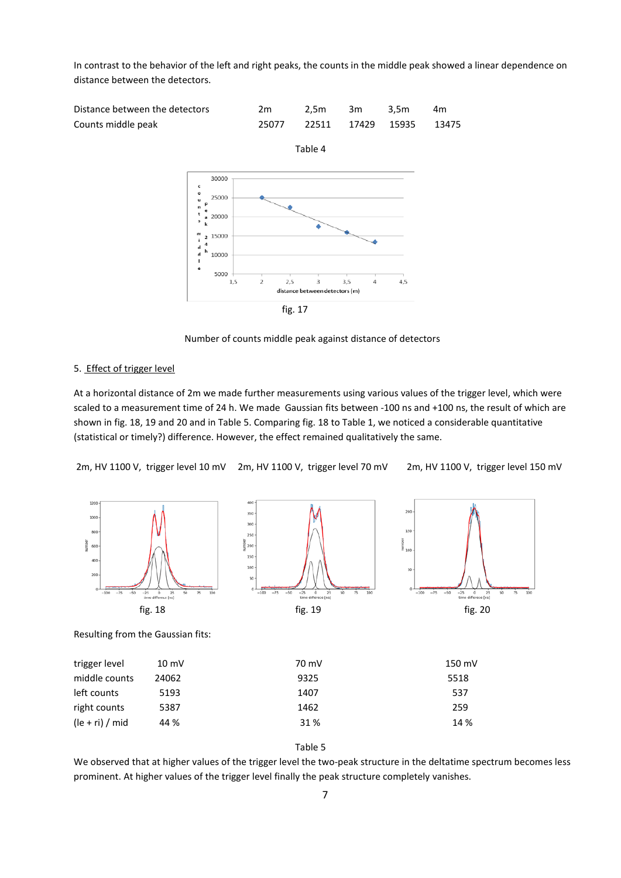In contrast to the behavior of the left and right peaks, the counts in the middle peak showed a linear dependence on distance between the detectors.

| Distance between the detectors | 2m | 2,5m | 3m | 3,5m | 4m |
|---|---|---|---|---|---|
| Counts middle peak | 25077 | 22511 | 17429 | 15935 | 13475 |

Table 4

fig. 17

Number of counts middle peak against distance of detectors

## 5. Effect of trigger level

At a horizontal distance of 2m we made further measurements using various values of the trigger level, which were scaled to a measurement time of 24 h. We made Gaussian fits between -100 ns and +100 ns, the result of which are shown in fig. 18, 19 and 20 and in Table 5. Comparing fig. 18 to Table 1, we noticed a considerable quantitative (statistical or timely?) difference. However, the effect remained qualitatively the same.

2m, HV 1100 V, trigger level 10 mV    2m, HV 1100 V, trigger level 70 mV    2m, HV 1100 V, trigger level 150 mV

fig. 18    fig. 19    fig. 20

Resulting from the Gaussian fits:

| trigger level | 10 mV | 70 mV | 150 mV |
|---|---|---|---|
| middle counts | 24062 | 9325 | 5518 |
| left counts | 5193 | 1407 | 537 |
| right counts | 5387 | 1462 | 259 |
| (le + ri) / mid | 44 % | 31 % | 14 % |

Table 5

We observed that at higher values of the trigger level the two-peak structure in the deltatime spectrum becomes less prominent. At higher values of the trigger level finally the peak structure completely vanishes.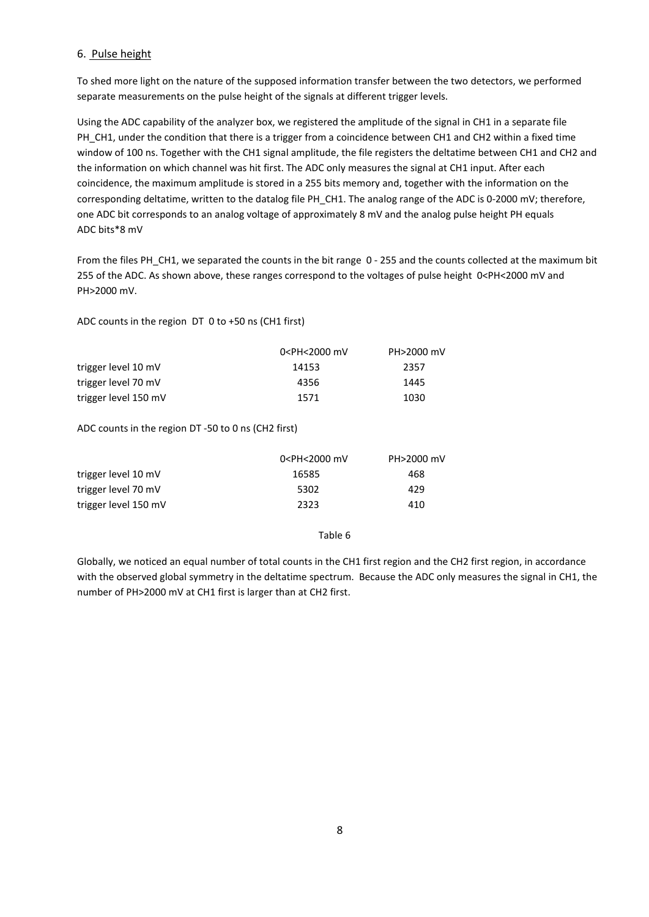## 6. Pulse height

To shed more light on the nature of the supposed information transfer between the two detectors, we performed separate measurements on the pulse height of the signals at different trigger levels.

Using the ADC capability of the analyzer box, we registered the amplitude of the signal in CH1 in a separate file PH_CH1, under the condition that there is a trigger from a coincidence between CH1 and CH2 within a fixed time window of 100 ns. Together with the CH1 signal amplitude, the file registers the deltatime between CH1 and CH2 and the information on which channel was hit first. The ADC only measures the signal at CH1 input. After each coincidence, the maximum amplitude is stored in a 255 bits memory and, together with the information on the corresponding deltatime, written to the datalog file PH_CH1. The analog range of the ADC is 0-2000 mV; therefore, one ADC bit corresponds to an analog voltage of approximately 8 mV and the analog pulse height PH equals ADC bits*8 mV

From the files PH_CH1, we separated the counts in the bit range 0 - 255 and the counts collected at the maximum bit 255 of the ADC. As shown above, these ranges correspond to the voltages of pulse height 0<PH<2000 mV and PH>2000 mV.

ADC counts in the region DT 0 to +50 ns (CH1 first)

| | 0<PH<2000 mV | PH>2000 mV |
|---|---|---|
| trigger level 10 mV | 14153 | 2357 |
| trigger level 70 mV | 4356 | 1445 |
| trigger level 150 mV | 1571 | 1030 |

ADC counts in the region DT -50 to 0 ns (CH2 first)

| | 0<PH<2000 mV | PH>2000 mV |
|---|---|---|
| trigger level 10 mV | 16585 | 468 |
| trigger level 70 mV | 5302 | 429 |
| trigger level 150 mV | 2323 | 410 |

Table 6

Globally, we noticed an equal number of total counts in the CH1 first region and the CH2 first region, in accordance with the observed global symmetry in the deltatime spectrum. Because the ADC only measures the signal in CH1, the number of PH>2000 mV at CH1 first is larger than at CH2 first.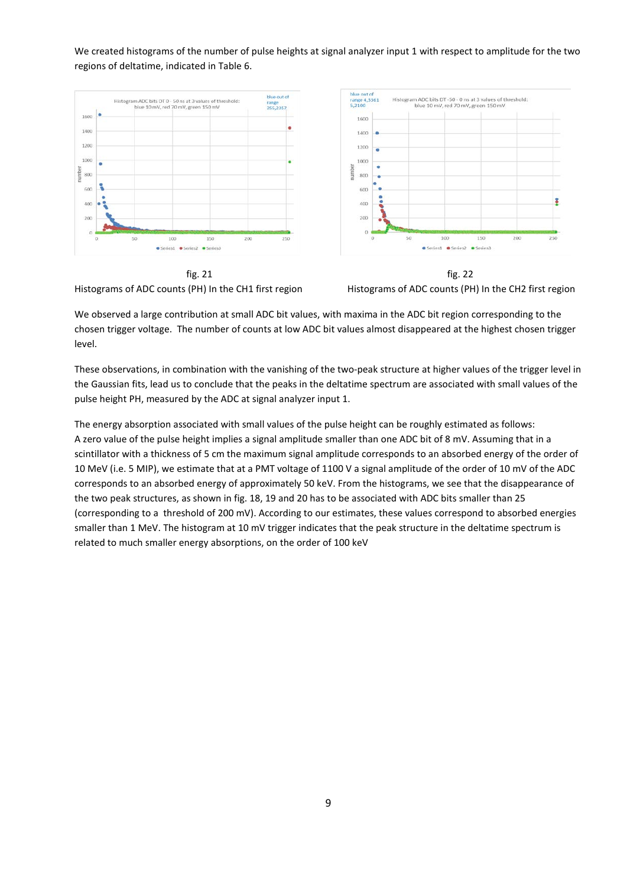We created histograms of the number of pulse heights at signal analyzer input 1 with respect to amplitude for the two regions of deltatime, indicated in Table 6.

fig. 21

Histograms of ADC counts (PH) In the CH1 first region

fig. 22

Histograms of ADC counts (PH) In the CH2 first region

We observed a large contribution at small ADC bit values, with maxima in the ADC bit region corresponding to the chosen trigger voltage. The number of counts at low ADC bit values almost disappeared at the highest chosen trigger level.

These observations, in combination with the vanishing of the two-peak structure at higher values of the trigger level in the Gaussian fits, lead us to conclude that the peaks in the deltatime spectrum are associated with small values of the pulse height PH, measured by the ADC at signal analyzer input 1.

The energy absorption associated with small values of the pulse height can be roughly estimated as follows:
A zero value of the pulse height implies a signal amplitude smaller than one ADC bit of 8 mV. Assuming that in a scintillator with a thickness of 5 cm the maximum signal amplitude corresponds to an absorbed energy of the order of 10 MeV (i.e. 5 MIP), we estimate that at a PMT voltage of 1100 V a signal amplitude of the order of 10 mV of the ADC corresponds to an absorbed energy of approximately 50 keV. From the histograms, we see that the disappearance of the two peak structures, as shown in fig. 18, 19 and 20 has to be associated with ADC bits smaller than 25 (corresponding to a threshold of 200 mV). According to our estimates, these values correspond to absorbed energies smaller than 1 MeV. The histogram at 10 mV trigger indicates that the peak structure in the deltatime spectrum is related to much smaller energy absorptions, on the order of 100 keV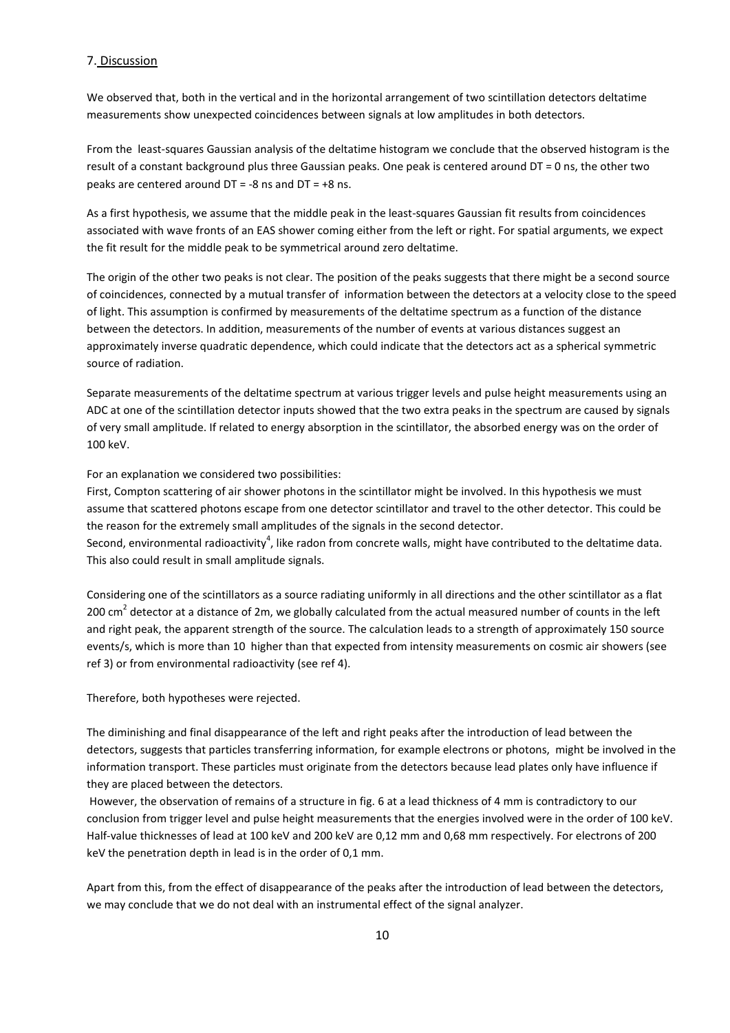## 7. Discussion

We observed that, both in the vertical and in the horizontal arrangement of two scintillation detectors deltatime measurements show unexpected coincidences between signals at low amplitudes in both detectors.

From the least-squares Gaussian analysis of the deltatime histogram we conclude that the observed histogram is the result of a constant background plus three Gaussian peaks. One peak is centered around DT = 0 ns, the other two peaks are centered around DT = -8 ns and DT = +8 ns.

As a first hypothesis, we assume that the middle peak in the least-squares Gaussian fit results from coincidences associated with wave fronts of an EAS shower coming either from the left or right. For spatial arguments, we expect the fit result for the middle peak to be symmetrical around zero deltatime.

The origin of the other two peaks is not clear. The position of the peaks suggests that there might be a second source of coincidences, connected by a mutual transfer of information between the detectors at a velocity close to the speed of light. This assumption is confirmed by measurements of the deltatime spectrum as a function of the distance between the detectors. In addition, measurements of the number of events at various distances suggest an approximately inverse quadratic dependence, which could indicate that the detectors act as a spherical symmetric source of radiation.

Separate measurements of the deltatime spectrum at various trigger levels and pulse height measurements using an ADC at one of the scintillation detector inputs showed that the two extra peaks in the spectrum are caused by signals of very small amplitude. If related to energy absorption in the scintillator, the absorbed energy was on the order of 100 keV.

For an explanation we considered two possibilities:
First, Compton scattering of air shower photons in the scintillator might be involved. In this hypothesis we must assume that scattered photons escape from one detector scintillator and travel to the other detector. This could be the reason for the extremely small amplitudes of the signals in the second detector.
Second, environmental radioactivity[4], like radon from concrete walls, might have contributed to the deltatime data. This also could result in small amplitude signals.

Considering one of the scintillators as a source radiating uniformly in all directions and the other scintillator as a flat 200 $cm^2$ detector at a distance of 2m, we globally calculated from the actual measured number of counts in the left and right peak, the apparent strength of the source. The calculation leads to a strength of approximately 150 source events/s, which is more than 10 higher than that expected from intensity measurements on cosmic air showers (see ref 3) or from environmental radioactivity (see ref 4).

Therefore, both hypotheses were rejected.

The diminishing and final disappearance of the left and right peaks after the introduction of lead between the detectors, suggests that particles transferring information, for example electrons or photons, might be involved in the information transport. These particles must originate from the detectors because lead plates only have influence if they are placed between the detectors.
However, the observation of remains of a structure in fig. 6 at a lead thickness of 4 mm is contradictory to our conclusion from trigger level and pulse height measurements that the energies involved were in the order of 100 keV. Half-value thicknesses of lead at 100 keV and 200 keV are 0,12 mm and 0,68 mm respectively. For electrons of 200 keV the penetration depth in lead is in the order of 0,1 mm.

Apart from this, from the effect of disappearance of the peaks after the introduction of lead between the detectors, we may conclude that we do not deal with an instrumental effect of the signal analyzer.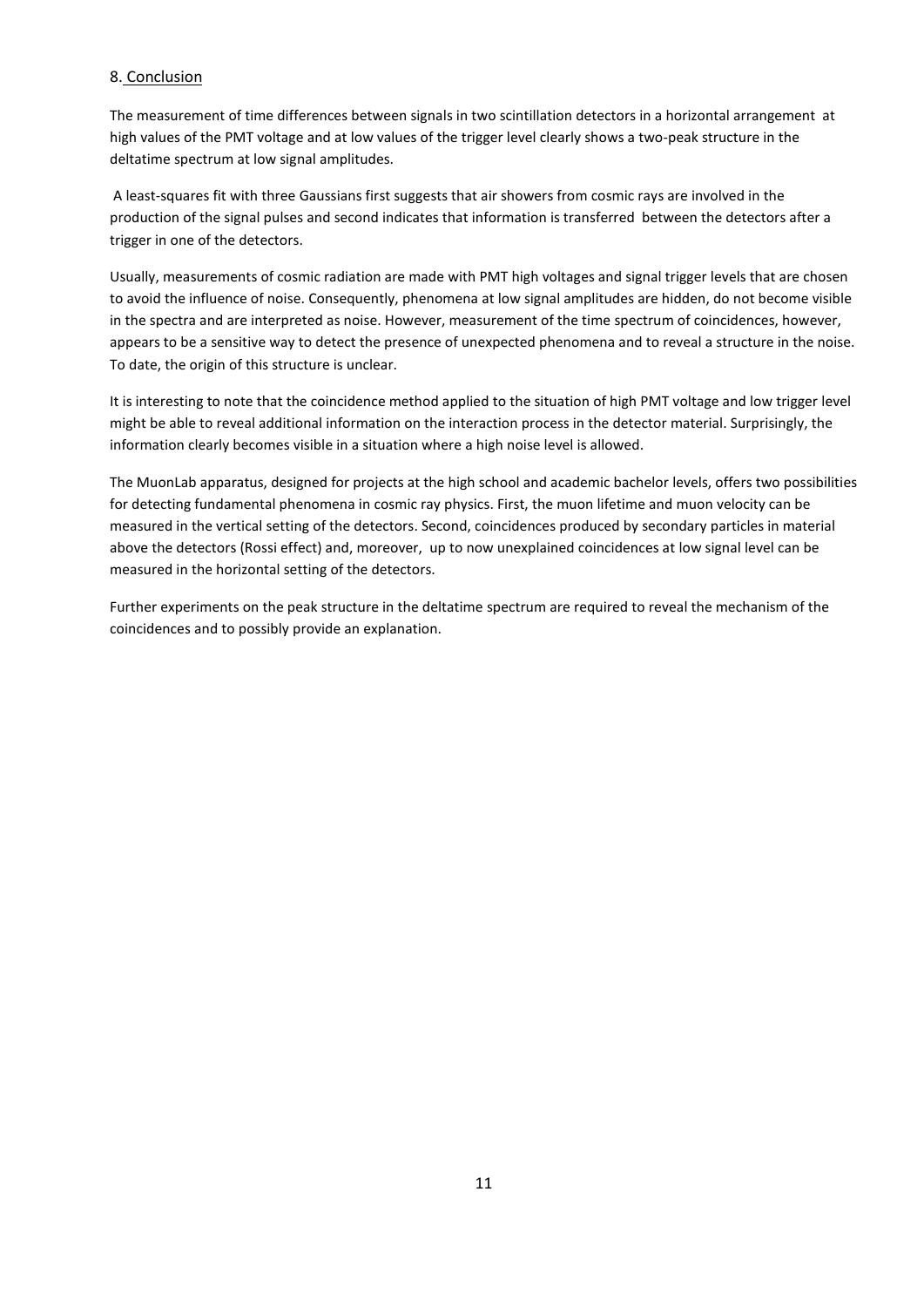## 8. Conclusion

The measurement of time differences between signals in two scintillation detectors in a horizontal arrangement at high values of the PMT voltage and at low values of the trigger level clearly shows a two-peak structure in the deltatime spectrum at low signal amplitudes.

A least-squares fit with three Gaussians first suggests that air showers from cosmic rays are involved in the production of the signal pulses and second indicates that information is transferred between the detectors after a trigger in one of the detectors.

Usually, measurements of cosmic radiation are made with PMT high voltages and signal trigger levels that are chosen to avoid the influence of noise. Consequently, phenomena at low signal amplitudes are hidden, do not become visible in the spectra and are interpreted as noise. However, measurement of the time spectrum of coincidences, however, appears to be a sensitive way to detect the presence of unexpected phenomena and to reveal a structure in the noise. To date, the origin of this structure is unclear.

It is interesting to note that the coincidence method applied to the situation of high PMT voltage and low trigger level might be able to reveal additional information on the interaction process in the detector material. Surprisingly, the information clearly becomes visible in a situation where a high noise level is allowed.

The MuonLab apparatus, designed for projects at the high school and academic bachelor levels, offers two possibilities for detecting fundamental phenomena in cosmic ray physics. First, the muon lifetime and muon velocity can be measured in the vertical setting of the detectors. Second, coincidences produced by secondary particles in material above the detectors (Rossi effect) and, moreover, up to now unexplained coincidences at low signal level can be measured in the horizontal setting of the detectors.

Further experiments on the peak structure in the deltatime spectrum are required to reveal the mechanism of the coincidences and to possibly provide an explanation.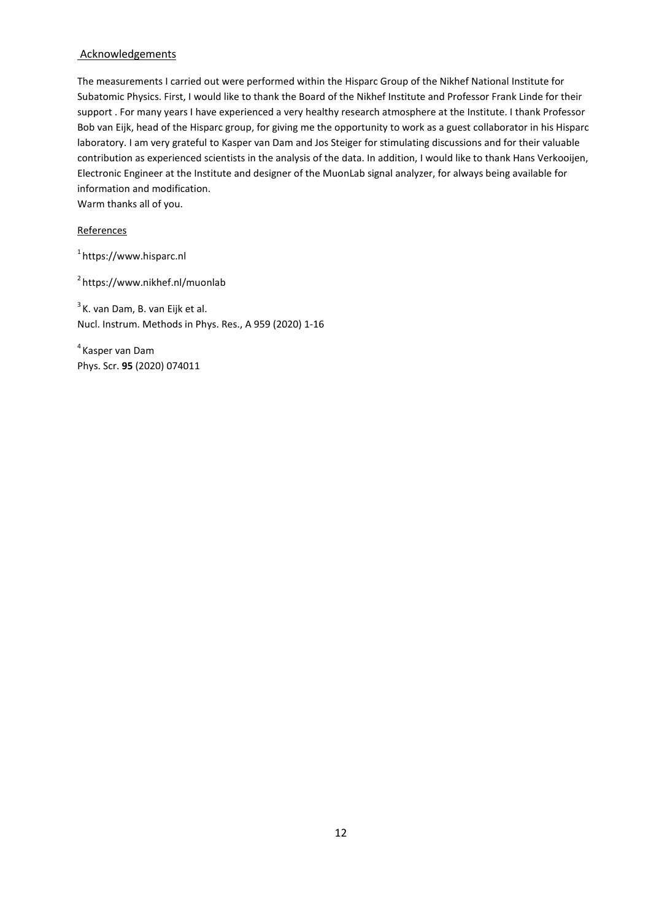## Acknowledgements

The measurements I carried out were performed within the Hisparc Group of the Nikhef National Institute for Subatomic Physics. First, I would like to thank the Board of the Nikhef Institute and Professor Frank Linde for their support . For many years I have experienced a very healthy research atmosphere at the Institute. I thank Professor Bob van Eijk, head of the Hisparc group, for giving me the opportunity to work as a guest collaborator in his Hisparc laboratory. I am very grateful to Kasper van Dam and Jos Steiger for stimulating discussions and for their valuable contribution as experienced scientists in the analysis of the data. In addition, I would like to thank Hans Verkooijen, Electronic Engineer at the Institute and designer of the MuonLab signal analyzer, for always being available for information and modification.
Warm thanks all of you.

## References

[1] https://www.hisparc.nl

[2] https://www.nikhef.nl/muonlab

[3] K. van Dam, B. van Eijk et al.
Nucl. Instrum. Methods in Phys. Res., A 959 (2020) 1-16

[4] Kasper van Dam
Phys. Scr. **95** (2020) 074011